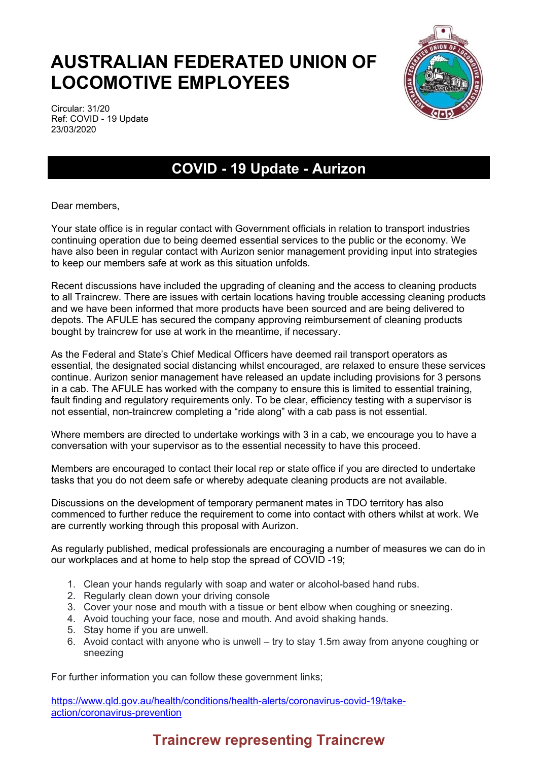# AUSTRALIAN FEDERATED UNION OF LOCOMOTIVE EMPLOYEES

Circular: 31/20
Ref: COVID - 19 Update
23/03/2020

## COVID - 19 Update - Aurizon

Dear members,

Your state office is in regular contact with Government officials in relation to transport industries continuing operation due to being deemed essential services to the public or the economy. We have also been in regular contact with Aurizon senior management providing input into strategies to keep our members safe at work as this situation unfolds.

Recent discussions have included the upgrading of cleaning and the access to cleaning products to all Traincrew. There are issues with certain locations having trouble accessing cleaning products and we have been informed that more products have been sourced and are being delivered to depots. The AFULE has secured the company approving reimbursement of cleaning products bought by traincrew for use at work in the meantime, if necessary.

As the Federal and State's Chief Medical Officers have deemed rail transport operators as essential, the designated social distancing whilst encouraged, are relaxed to ensure these services continue. Aurizon senior management have released an update including provisions for 3 persons in a cab. The AFULE has worked with the company to ensure this is limited to essential training, fault finding and regulatory requirements only. To be clear, efficiency testing with a supervisor is not essential, non-traincrew completing a "ride along" with a cab pass is not essential.

Where members are directed to undertake workings with 3 in a cab, we encourage you to have a conversation with your supervisor as to the essential necessity to have this proceed.

Members are encouraged to contact their local rep or state office if you are directed to undertake tasks that you do not deem safe or whereby adequate cleaning products are not available.

Discussions on the development of temporary permanent mates in TDO territory has also commenced to further reduce the requirement to come into contact with others whilst at work. We are currently working through this proposal with Aurizon.

As regularly published, medical professionals are encouraging a number of measures we can do in our workplaces and at home to help stop the spread of COVID -19;

1. Clean your hands regularly with soap and water or alcohol-based hand rubs.
2. Regularly clean down your driving console
3. Cover your nose and mouth with a tissue or bent elbow when coughing or sneezing.
4. Avoid touching your face, nose and mouth. And avoid shaking hands.
5. Stay home if you are unwell.
6. Avoid contact with anyone who is unwell – try to stay 1.5m away from anyone coughing or sneezing

For further information you can follow these government links;

https://www.qld.gov.au/health/conditions/health-alerts/coronavirus-covid-19/take-action/coronavirus-prevention

**Traincrew representing Traincrew**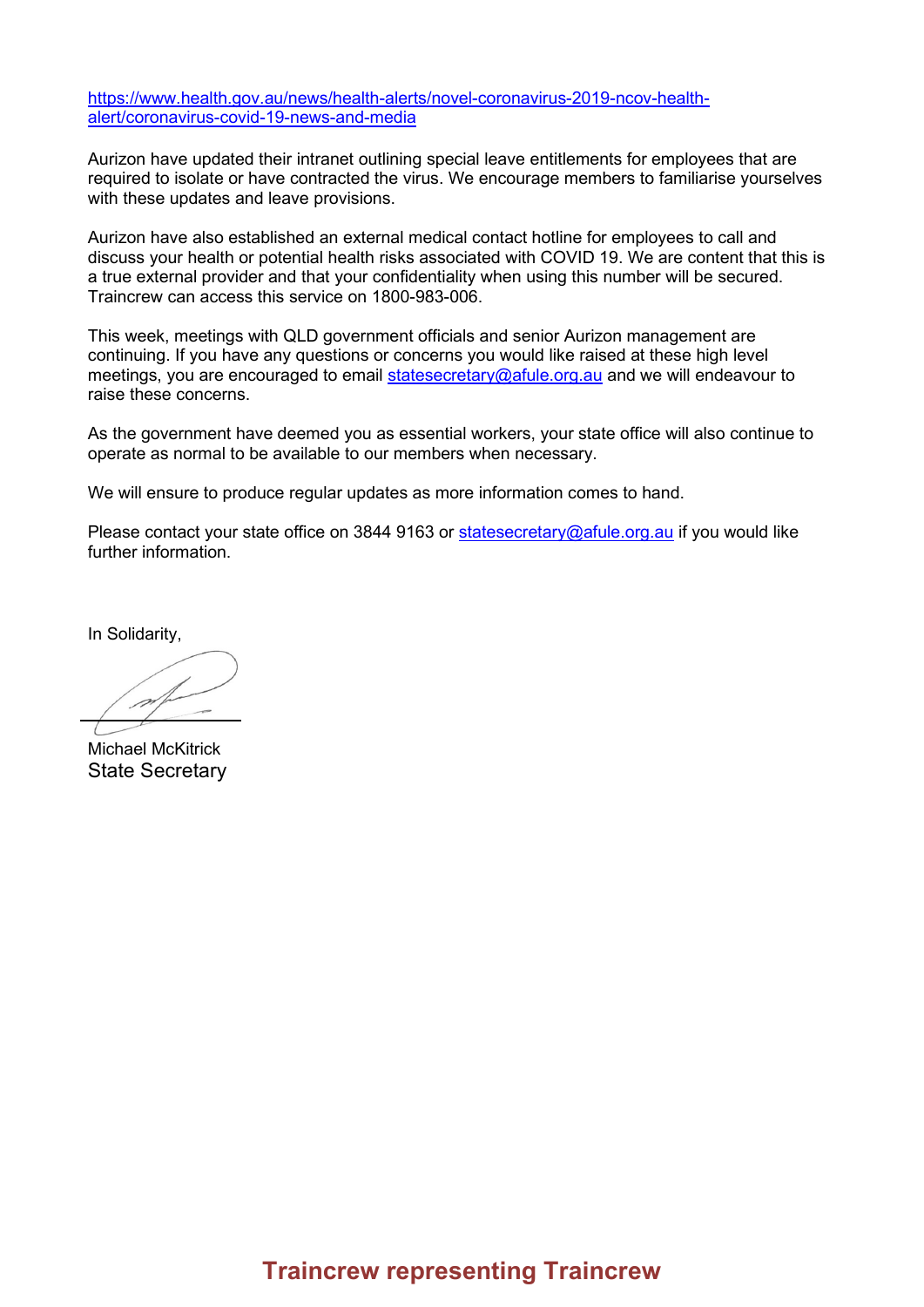https://www.health.gov.au/news/health-alerts/novel-coronavirus-2019-ncov-health-alert/coronavirus-covid-19-news-and-media

Aurizon have updated their intranet outlining special leave entitlements for employees that are required to isolate or have contracted the virus. We encourage members to familiarise yourselves with these updates and leave provisions.

Aurizon have also established an external medical contact hotline for employees to call and discuss your health or potential health risks associated with COVID 19. We are content that this is a true external provider and that your confidentiality when using this number will be secured. Traincrew can access this service on 1800-983-006.

This week, meetings with QLD government officials and senior Aurizon management are continuing. If you have any questions or concerns you would like raised at these high level meetings, you are encouraged to email statesecretary@afule.org.au and we will endeavour to raise these concerns.

As the government have deemed you as essential workers, your state office will also continue to operate as normal to be available to our members when necessary.

We will ensure to produce regular updates as more information comes to hand.

Please contact your state office on 3844 9163 or statesecretary@afule.org.au if you would like further information.

In Solidarity,

Michael McKitrick
State Secretary

**Traincrew representing Traincrew**